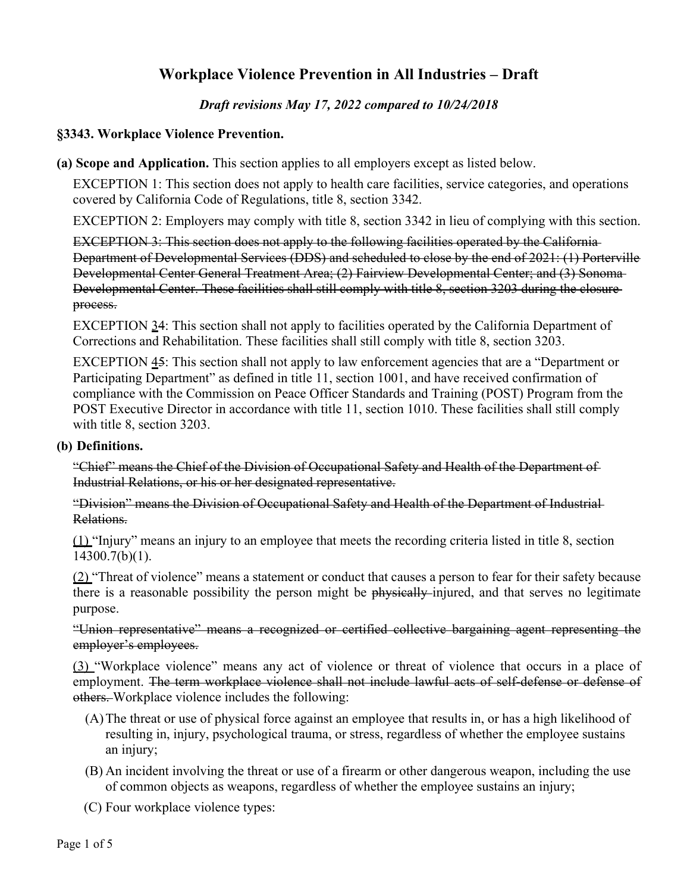# Workplace Violence Prevention in All Industries – Draft

***Draft revisions May 17, 2022 compared to 10/24/2018***

## §3343. Workplace Violence Prevention.

**(a) Scope and Application.** This section applies to all employers except as listed below.

EXCEPTION 1: This section does not apply to health care facilities, service categories, and operations covered by California Code of Regulations, title 8, section 3342.

EXCEPTION 2: Employers may comply with title 8, section 3342 in lieu of complying with this section.

~~EXCEPTION 3: This section does not apply to the following facilities operated by the California Department of Developmental Services (DDS) and scheduled to close by the end of 2021: (1) Porterville Developmental Center General Treatment Area; (2) Fairview Developmental Center; and (3) Sonoma Developmental Center. These facilities shall still comply with title 8, section 3203 during the closure process.~~

EXCEPTION <u>3</u>~~4~~: This section shall not apply to facilities operated by the California Department of Corrections and Rehabilitation. These facilities shall still comply with title 8, section 3203.

EXCEPTION <u>4</u>~~5~~: This section shall not apply to law enforcement agencies that are a "Department or Participating Department" as defined in title 11, section 1001, and have received confirmation of compliance with the Commission on Peace Officer Standards and Training (POST) Program from the POST Executive Director in accordance with title 11, section 1010. These facilities shall still comply with title 8, section 3203.

**(b) Definitions.**

~~"Chief" means the Chief of the Division of Occupational Safety and Health of the Department of Industrial Relations, or his or her designated representative.~~

~~"Division" means the Division of Occupational Safety and Health of the Department of Industrial Relations.~~

<u>(1)</u> "Injury" means an injury to an employee that meets the recording criteria listed in title 8, section 14300.7(b)(1).

<u>(2)</u> "Threat of violence" means a statement or conduct that causes a person to fear for their safety because there is a reasonable possibility the person might be ~~physically~~ injured, and that serves no legitimate purpose.

~~"Union representative" means a recognized or certified collective bargaining agent representing the employer's employees.~~

<u>(3)</u> "Workplace violence" means any act of violence or threat of violence that occurs in a place of employment. ~~The term workplace violence shall not include lawful acts of self-defense or defense of others.~~ Workplace violence includes the following:

(A) The threat or use of physical force against an employee that results in, or has a high likelihood of resulting in, injury, psychological trauma, or stress, regardless of whether the employee sustains an injury;

(B) An incident involving the threat or use of a firearm or other dangerous weapon, including the use of common objects as weapons, regardless of whether the employee sustains an injury;

(C) Four workplace violence types: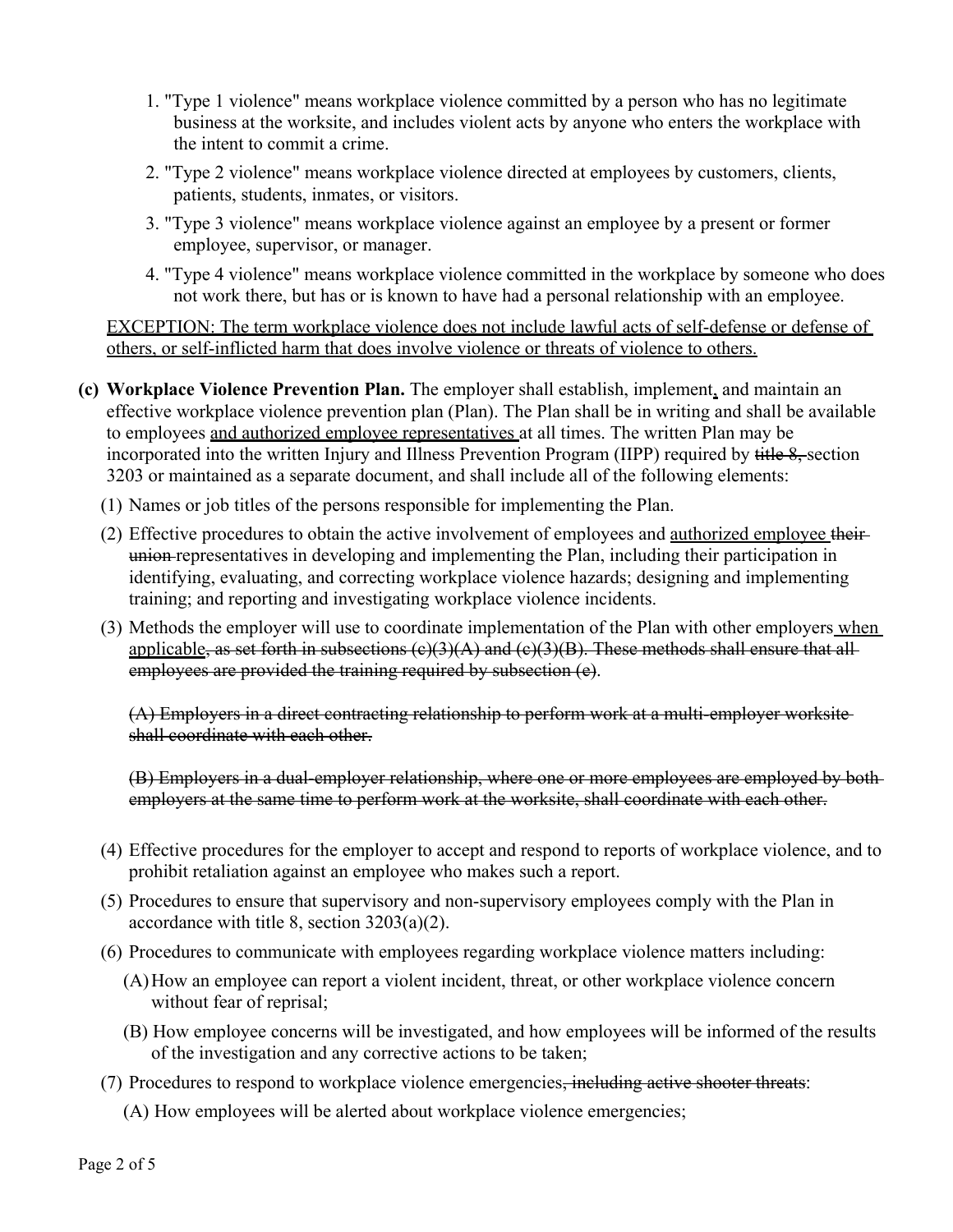1. "Type 1 violence" means workplace violence committed by a person who has no legitimate business at the worksite, and includes violent acts by anyone who enters the workplace with the intent to commit a crime.
2. "Type 2 violence" means workplace violence directed at employees by customers, clients, patients, students, inmates, or visitors.
3. "Type 3 violence" means workplace violence against an employee by a present or former employee, supervisor, or manager.
4. "Type 4 violence" means workplace violence committed in the workplace by someone who does not work there, but has or is known to have had a personal relationship with an employee.

<u>EXCEPTION: The term workplace violence does not include lawful acts of self-defense or defense of others, or self-inflicted harm that does involve violence or threats of violence to others.</u>

**(c) Workplace Violence Prevention Plan.** The employer shall establish, implement<u>,</u> and maintain an effective workplace violence prevention plan (Plan). The Plan shall be in writing and shall be available to employees <u>and authorized employee representatives</u> at all times. The written Plan may be incorporated into the written Injury and Illness Prevention Program (IIPP) required by ~~title 8,~~ section 3203 or maintained as a separate document, and shall include all of the following elements:

(1) Names or job titles of the persons responsible for implementing the Plan.

(2) Effective procedures to obtain the active involvement of employees and <u>authorized employee</u> ~~their union~~ representatives in developing and implementing the Plan, including their participation in identifying, evaluating, and correcting workplace violence hazards; designing and implementing training; and reporting and investigating workplace violence incidents.

(3) Methods the employer will use to coordinate implementation of the Plan with other employers<u> when applicable</u>~~, as set forth in subsections (c)(3)(A) and (c)(3)(B). These methods shall ensure that all employees are provided the training required by subsection (e)~~.

~~(A) Employers in a direct contracting relationship to perform work at a multi-employer worksite shall coordinate with each other.~~

~~(B) Employers in a dual-employer relationship, where one or more employees are employed by both employers at the same time to perform work at the worksite, shall coordinate with each other.~~

(4) Effective procedures for the employer to accept and respond to reports of workplace violence, and to prohibit retaliation against an employee who makes such a report.

(5) Procedures to ensure that supervisory and non-supervisory employees comply with the Plan in accordance with title 8, section 3203(a)(2).

(6) Procedures to communicate with employees regarding workplace violence matters including:

(A) How an employee can report a violent incident, threat, or other workplace violence concern without fear of reprisal;

(B) How employee concerns will be investigated, and how employees will be informed of the results of the investigation and any corrective actions to be taken;

(7) Procedures to respond to workplace violence emergencies~~, including active shooter threats~~:

(A) How employees will be alerted about workplace violence emergencies;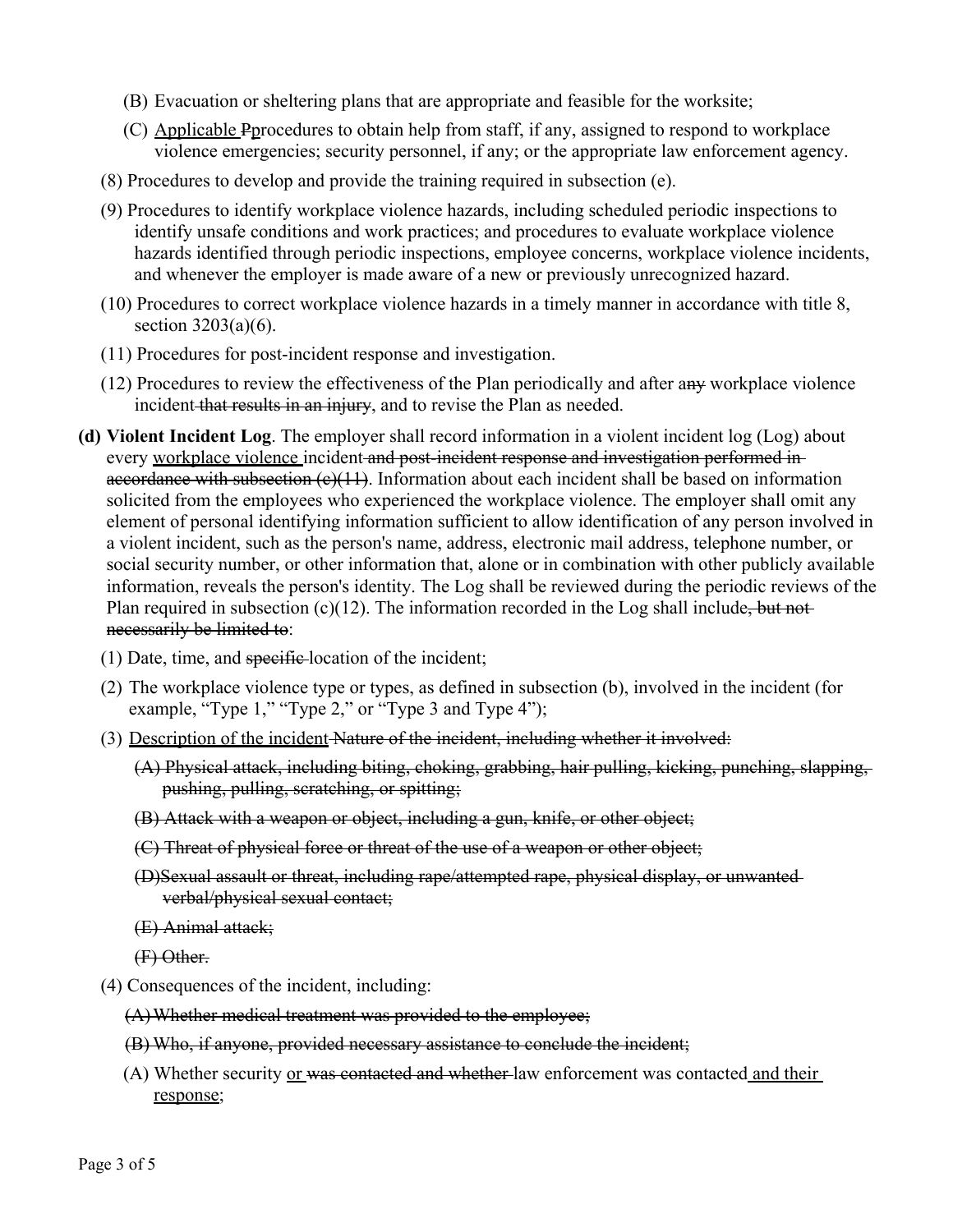(B) Evacuation or sheltering plans that are appropriate and feasible for the worksite;

(C) <u>Applicable</u> ~~P~~procedures to obtain help from staff, if any, assigned to respond to workplace violence emergencies; security personnel, if any; or the appropriate law enforcement agency.

(8) Procedures to develop and provide the training required in subsection (e).

(9) Procedures to identify workplace violence hazards, including scheduled periodic inspections to identify unsafe conditions and work practices; and procedures to evaluate workplace violence hazards identified through periodic inspections, employee concerns, workplace violence incidents, and whenever the employer is made aware of a new or previously unrecognized hazard.

(10) Procedures to correct workplace violence hazards in a timely manner in accordance with title 8, section 3203(a)(6).

(11) Procedures for post-incident response and investigation.

(12) Procedures to review the effectiveness of the Plan periodically and after ~~any~~ workplace violence incident ~~that results in an injury~~, and to revise the Plan as needed.

**(d) Violent Incident Log**. The employer shall record information in a violent incident log (Log) about every <u>workplace violence</u> incident ~~and post-incident response and investigation performed in accordance with subsection (c)(11)~~. Information about each incident shall be based on information solicited from the employees who experienced the workplace violence. The employer shall omit any element of personal identifying information sufficient to allow identification of any person involved in a violent incident, such as the person's name, address, electronic mail address, telephone number, or social security number, or other information that, alone or in combination with other publicly available information, reveals the person's identity. The Log shall be reviewed during the periodic reviews of the Plan required in subsection (c)(12). The information recorded in the Log shall include~~, but not necessarily be limited to~~:

(1) Date, time, and ~~specific~~ location of the incident;

(2) The workplace violence type or types, as defined in subsection (b), involved in the incident (for example, "Type 1," "Type 2," or "Type 3 and Type 4");

(3) <u>Description of the incident</u> ~~Nature of the incident, including whether it involved:~~

~~(A) Physical attack, including biting, choking, grabbing, hair pulling, kicking, punching, slapping, pushing, pulling, scratching, or spitting;~~

~~(B) Attack with a weapon or object, including a gun, knife, or other object;~~

~~(C) Threat of physical force or threat of the use of a weapon or other object;~~

~~(D)Sexual assault or threat, including rape/attempted rape, physical display, or unwanted verbal/physical sexual contact;~~

~~(E) Animal attack;~~

~~(F) Other.~~

(4) Consequences of the incident, including:

~~(A) Whether medical treatment was provided to the employee;~~

~~(B) Who, if anyone, provided necessary assistance to conclude the incident;~~

(A) Whether security <u>or</u> ~~was contacted and whether~~ law enforcement was contacted <u>and their response</u>;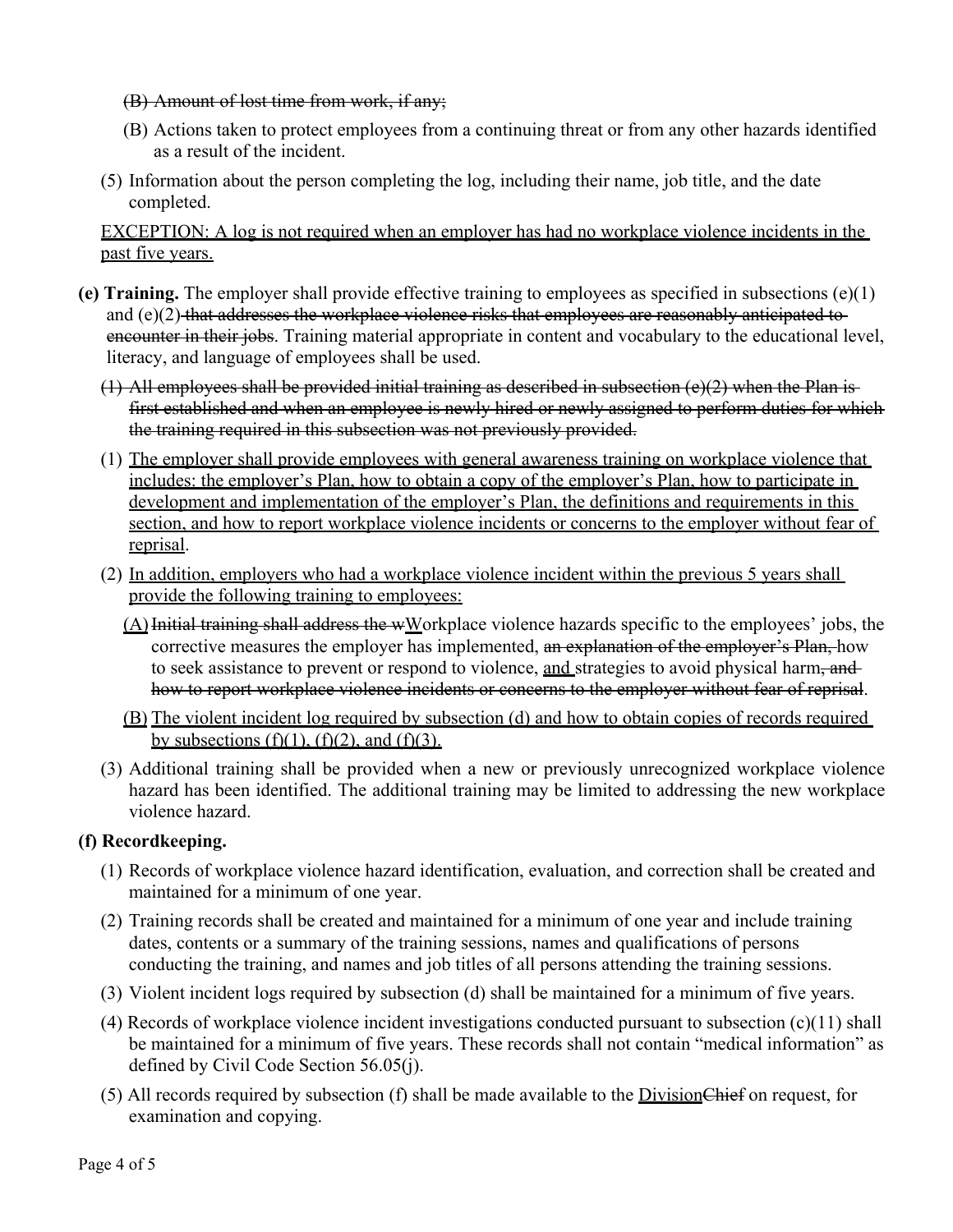~~(B) Amount of lost time from work, if any;~~

(B) Actions taken to protect employees from a continuing threat or from any other hazards identified as a result of the incident.

(5) Information about the person completing the log, including their name, job title, and the date completed.

<u>EXCEPTION: A log is not required when an employer has had no workplace violence incidents in the past five years.</u>

**(e) Training.** The employer shall provide effective training to employees as specified in subsections (e)(1) and (e)(2)~~ that addresses the workplace violence risks that employees are reasonably anticipated to encounter in their jobs~~. Training material appropriate in content and vocabulary to the educational level, literacy, and language of employees shall be used.

~~(1) All employees shall be provided initial training as described in subsection (e)(2) when the Plan is first established and when an employee is newly hired or newly assigned to perform duties for which the training required in this subsection was not previously provided.~~

(1) <u>The employer shall provide employees with general awareness training on workplace violence that includes: the employer's Plan, how to obtain a copy of the employer's Plan, how to participate in development and implementation of the employer's Plan, the definitions and requirements in this section, and how to report workplace violence incidents or concerns to the employer without fear of reprisal</u>.

(2) <u>In addition, employers who had a workplace violence incident within the previous 5 years shall provide the following training to employees:</u>

<u>(A)</u> ~~Initial training shall address the w~~<u>W</u>orkplace violence hazards specific to the employees' jobs, the corrective measures the employer has implemented, ~~an explanation of the employer's Plan,~~ how to seek assistance to prevent or respond to violence, <u>and</u> strategies to avoid physical harm~~, and how to report workplace violence incidents or concerns to the employer without fear of reprisal~~.

<u>(B)</u> <u>The violent incident log required by subsection (d) and how to obtain copies of records required by subsections (f)(1), (f)(2), and (f)(3).</u>

(3) Additional training shall be provided when a new or previously unrecognized workplace violence hazard has been identified. The additional training may be limited to addressing the new workplace violence hazard.

**(f) Recordkeeping.**

(1) Records of workplace violence hazard identification, evaluation, and correction shall be created and maintained for a minimum of one year.

(2) Training records shall be created and maintained for a minimum of one year and include training dates, contents or a summary of the training sessions, names and qualifications of persons conducting the training, and names and job titles of all persons attending the training sessions.

(3) Violent incident logs required by subsection (d) shall be maintained for a minimum of five years.

(4) Records of workplace violence incident investigations conducted pursuant to subsection (c)(11) shall be maintained for a minimum of five years. These records shall not contain "medical information" as defined by Civil Code Section 56.05(j).

(5) All records required by subsection (f) shall be made available to the <u>Division</u>~~Chief~~ on request, for examination and copying.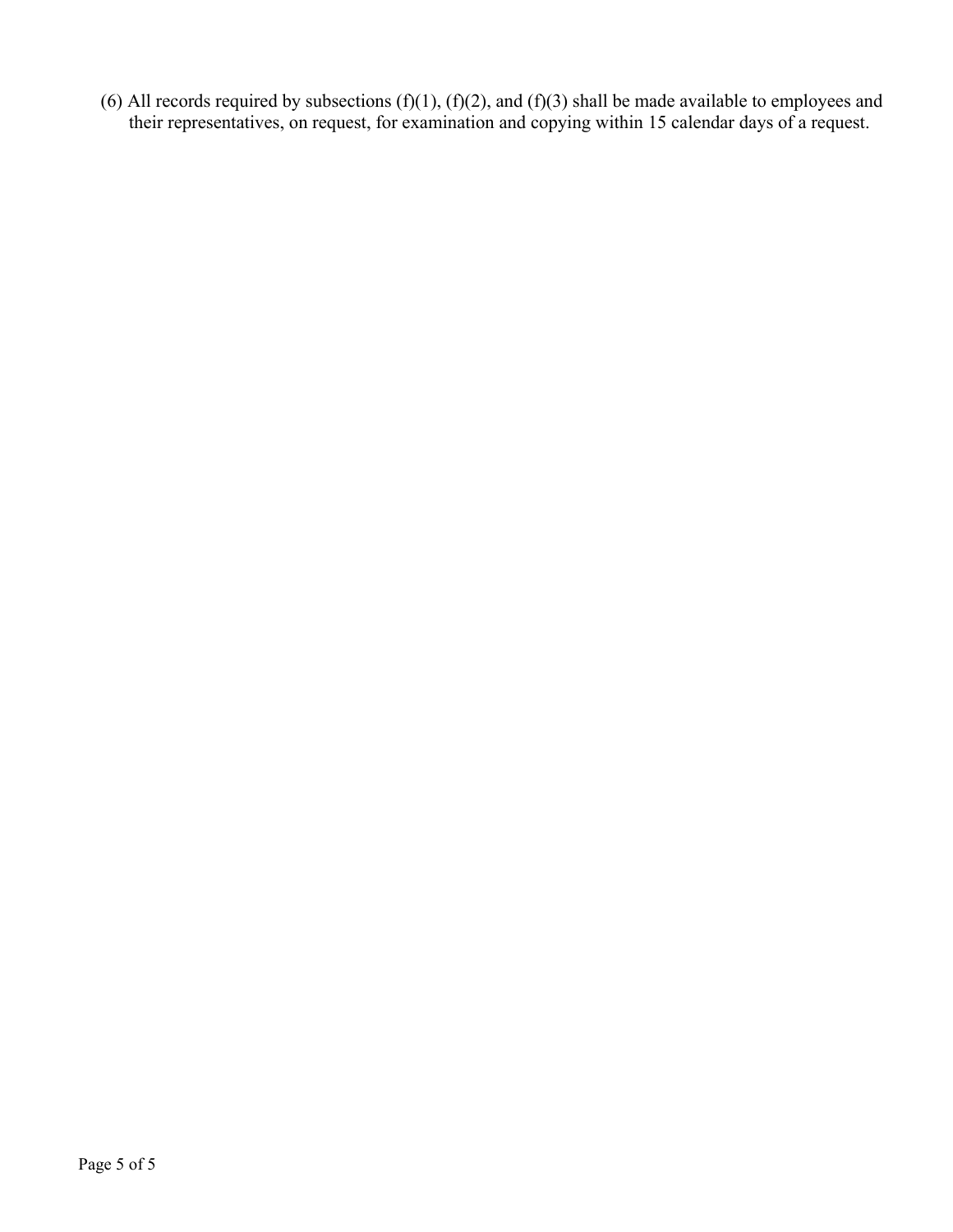(6) All records required by subsections (f)(1), (f)(2), and (f)(3) shall be made available to employees and their representatives, on request, for examination and copying within 15 calendar days of a request.